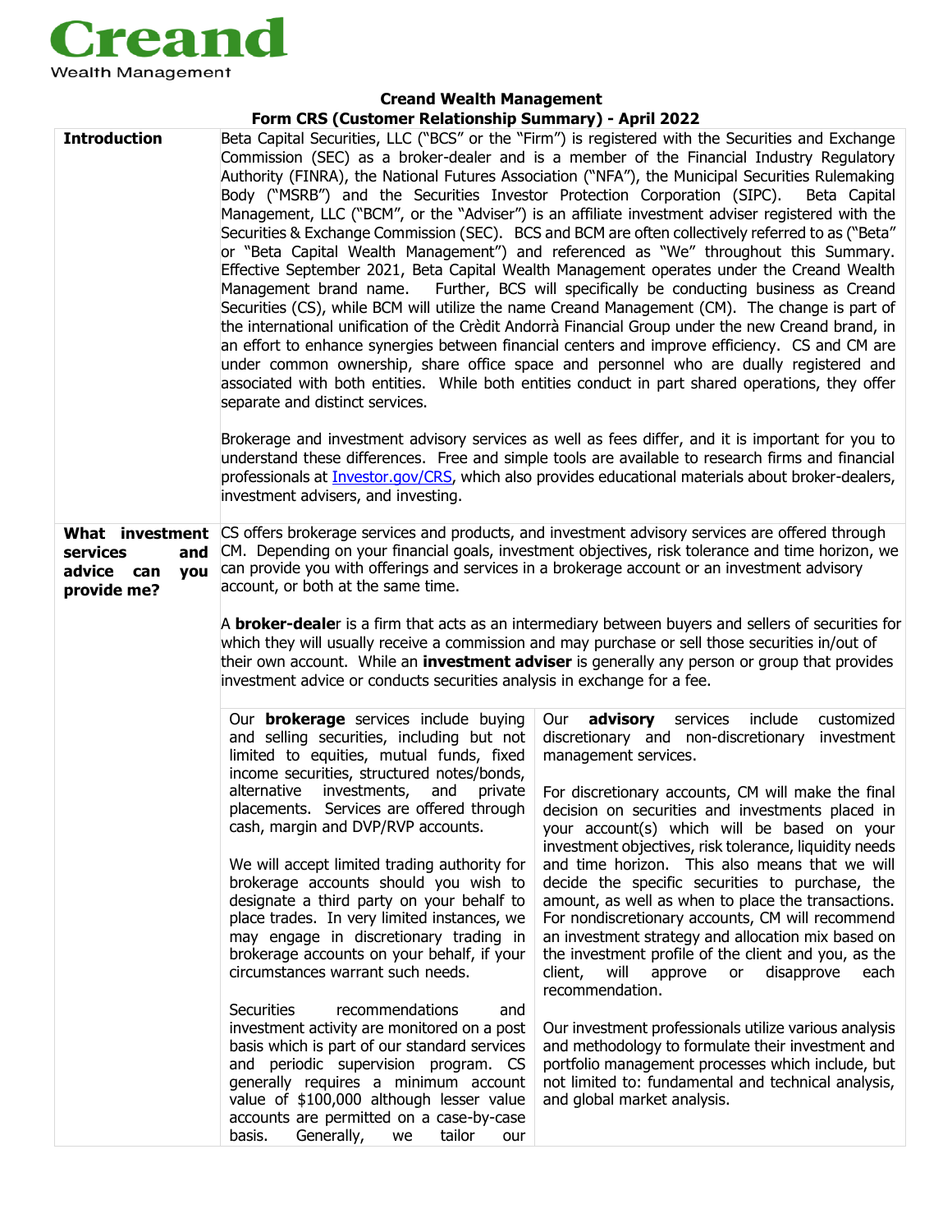Creand
Wealth Management

# Creand Wealth Management

## Form CRS (Customer Relationship Summary) - April 2022

**Introduction**

Beta Capital Securities, LLC ("BCS" or the "Firm") is registered with the Securities and Exchange Commission (SEC) as a broker-dealer and is a member of the Financial Industry Regulatory Authority (FINRA), the National Futures Association ("NFA"), the Municipal Securities Rulemaking Body ("MSRB") and the Securities Investor Protection Corporation (SIPC). Beta Capital Management, LLC ("BCM", or the "Adviser") is an affiliate investment adviser registered with the Securities & Exchange Commission (SEC). BCS and BCM are often collectively referred to as ("Beta" or "Beta Capital Wealth Management") and referenced as "We" throughout this Summary. Effective September 2021, Beta Capital Wealth Management operates under the Creand Wealth Management brand name. Further, BCS will specifically be conducting business as Creand Securities (CS), while BCM will utilize the name Creand Management (CM). The change is part of the international unification of the Crèdit Andorrà Financial Group under the new Creand brand, in an effort to enhance synergies between financial centers and improve efficiency. CS and CM are under common ownership, share office space and personnel who are dually registered and associated with both entities. While both entities conduct in part shared operations, they offer separate and distinct services.

Brokerage and investment advisory services as well as fees differ, and it is important for you to understand these differences. Free and simple tools are available to research firms and financial professionals at Investor.gov/CRS, which also provides educational materials about broker-dealers, investment advisers, and investing.

**What investment services and advice can you provide me?**

CS offers brokerage services and products, and investment advisory services are offered through CM. Depending on your financial goals, investment objectives, risk tolerance and time horizon, we can provide you with offerings and services in a brokerage account or an investment advisory account, or both at the same time.

A **broker-deale**r is a firm that acts as an intermediary between buyers and sellers of securities for which they will usually receive a commission and may purchase or sell those securities in/out of their own account. While an **investment adviser** is generally any person or group that provides investment advice or conducts securities analysis in exchange for a fee.

Our **brokerage** services include buying and selling securities, including but not limited to equities, mutual funds, fixed income securities, structured notes/bonds, alternative investments, and private placements. Services are offered through cash, margin and DVP/RVP accounts.

We will accept limited trading authority for brokerage accounts should you wish to designate a third party on your behalf to place trades. In very limited instances, we may engage in discretionary trading in brokerage accounts on your behalf, if your circumstances warrant such needs.

Securities recommendations and investment activity are monitored on a post basis which is part of our standard services and periodic supervision program. CS generally requires a minimum account value of $100,000 although lesser value accounts are permitted on a case-by-case basis. Generally, we tailor our

Our **advisory** services include customized discretionary and non-discretionary investment management services.

For discretionary accounts, CM will make the final decision on securities and investments placed in your account(s) which will be based on your investment objectives, risk tolerance, liquidity needs and time horizon. This also means that we will decide the specific securities to purchase, the amount, as well as when to place the transactions. For nondiscretionary accounts, CM will recommend an investment strategy and allocation mix based on the investment profile of the client and you, as the client, will approve or disapprove each recommendation.

Our investment professionals utilize various analysis and methodology to formulate their investment and portfolio management processes which include, but not limited to: fundamental and technical analysis, and global market analysis.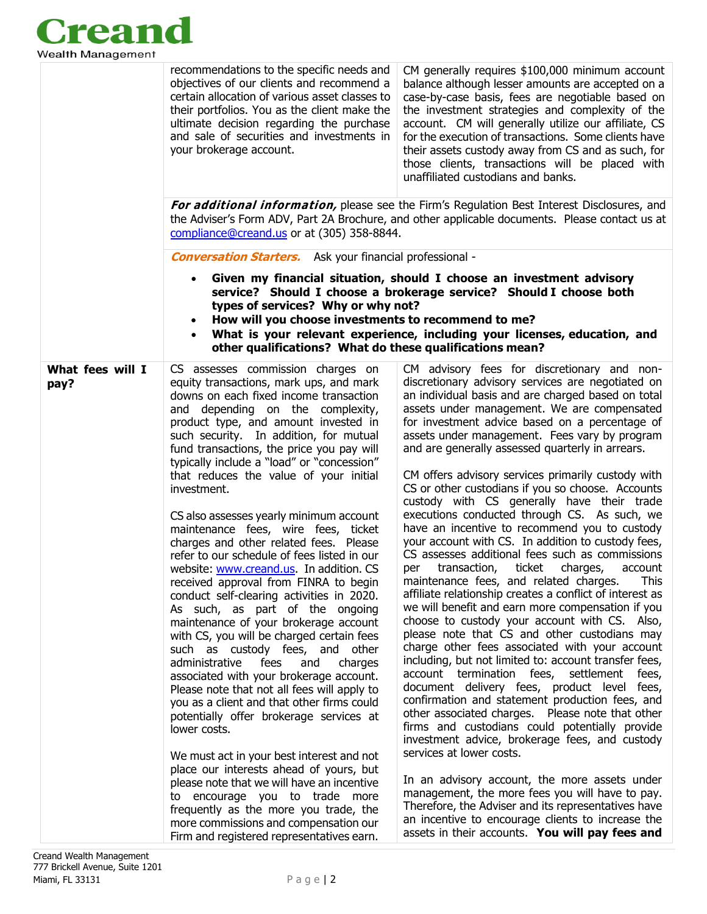| | | |
|---|---|---|
| | recommendations to the specific needs and objectives of our clients and recommend a certain allocation of various asset classes to their portfolios. You as the client make the ultimate decision regarding the purchase and sale of securities and investments in your brokerage account. | CM generally requires $100,000 minimum account balance although lesser amounts are accepted on a case-by-case basis, fees are negotiable based on the investment strategies and complexity of the account. CM will generally utilize our affiliate, CS for the execution of transactions. Some clients have their assets custody away from CS and as such, for those clients, transactions will be placed with unaffiliated custodians and banks. |
| | ***For additional information,*** please see the Firm's Regulation Best Interest Disclosures, and the Adviser's Form ADV, Part 2A Brochure, and other applicable documents. Please contact us at compliance@creand.us or at (305) 358-8844. | |
| | ***Conversation Starters.*** Ask your financial professional - <br>• **Given my financial situation, should I choose an investment advisory service? Should I choose a brokerage service? Should I choose both types of services? Why or why not?** <br>• **How will you choose investments to recommend to me?** <br>• **What is your relevant experience, including your licenses, education, and other qualifications? What do these qualifications mean?** | |
| **What fees will I pay?** | CS assesses commission charges on equity transactions, mark ups, and mark downs on each fixed income transaction and depending on the complexity, product type, and amount invested in such security. In addition, for mutual fund transactions, the price you pay will typically include a "load" or "concession" that reduces the value of your initial investment. <br><br>CS also assesses yearly minimum account maintenance fees, wire fees, ticket charges and other related fees. Please refer to our schedule of fees listed in our website: www.creand.us. In addition. CS received approval from FINRA to begin conduct self-clearing activities in 2020. As such, as part of the ongoing maintenance of your brokerage account with CS, you will be charged certain fees such as custody fees, and other administrative fees and charges associated with your brokerage account. Please note that not all fees will apply to you as a client and that other firms could potentially offer brokerage services at lower costs. <br><br>We must act in your best interest and not place our interests ahead of yours, but please note that we will have an incentive to encourage you to trade more frequently as the more you trade, the more commissions and compensation our Firm and registered representatives earn. | CM advisory fees for discretionary and non-discretionary advisory services are negotiated on an individual basis and are charged based on total assets under management. We are compensated for investment advice based on a percentage of assets under management. Fees vary by program and are generally assessed quarterly in arrears. <br><br>CM offers advisory services primarily custody with CS or other custodians if you so choose. Accounts custody with CS generally have their trade executions conducted through CS. As such, we have an incentive to recommend you to custody your account with CS. In addition to custody fees, CS assesses additional fees such as commissions per transaction, ticket charges, account maintenance fees, and related charges. This affiliate relationship creates a conflict of interest as we will benefit and earn more compensation if you choose to custody your account with CS. Also, please note that CS and other custodians may charge other fees associated with your account including, but not limited to: account transfer fees, account termination fees, settlement fees, document delivery fees, product level fees, confirmation and statement production fees, and other associated charges. Please note that other firms and custodians could potentially provide investment advice, brokerage fees, and custody services at lower costs. <br><br>In an advisory account, the more assets under management, the more fees you will have to pay. Therefore, the Adviser and its representatives have an incentive to encourage clients to increase the assets in their accounts. **You will pay fees and** |

Creand Wealth Management
777 Brickell Avenue, Suite 1201
Miami, FL 33131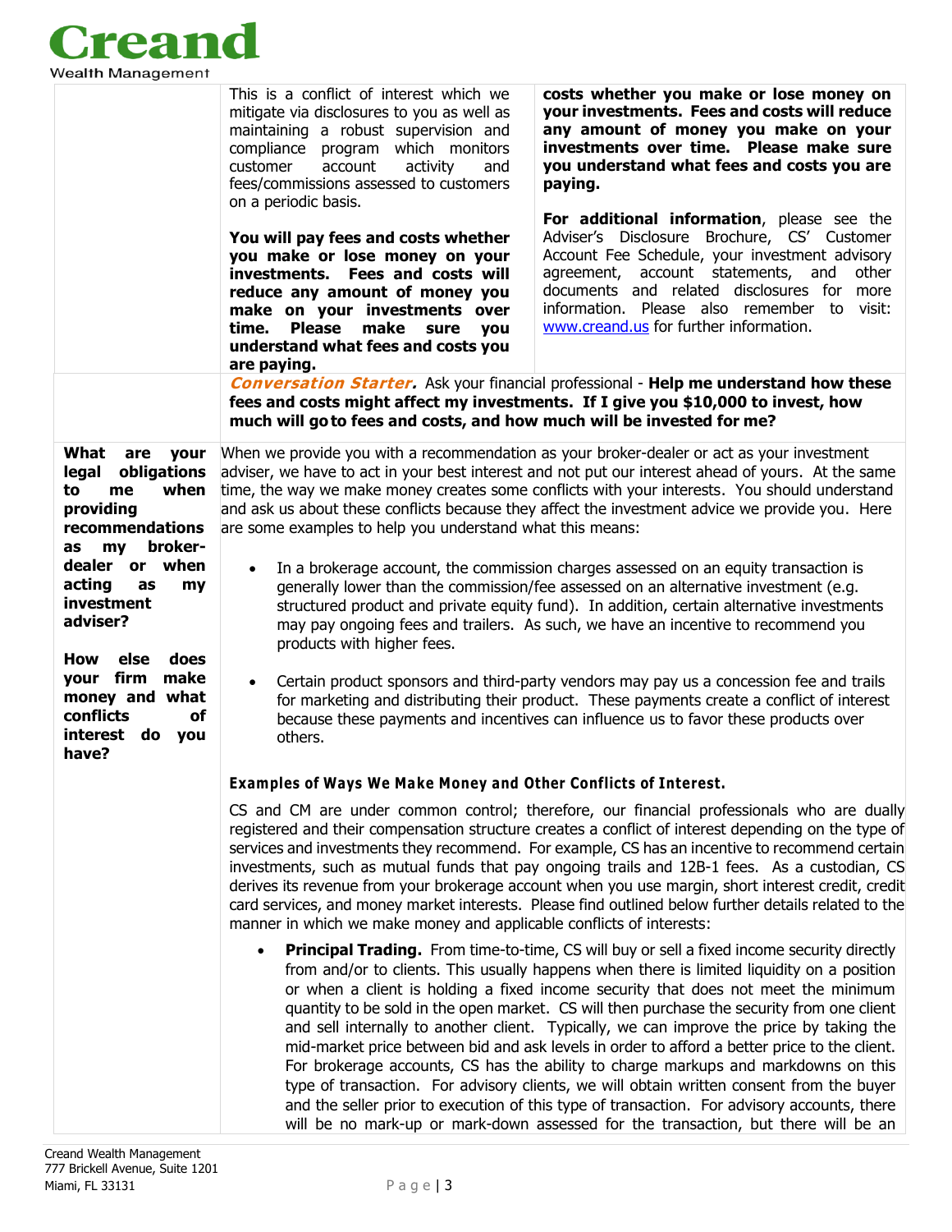This is a conflict of interest which we mitigate via disclosures to you as well as maintaining a robust supervision and compliance program which monitors customer account activity and fees/commissions assessed to customers on a periodic basis.

**You will pay fees and costs whether you make or lose money on your investments. Fees and costs will reduce any amount of money you make on your investments over time. Please make sure you understand what fees and costs you are paying.**

**costs whether you make or lose money on your investments. Fees and costs will reduce any amount of money you make on your investments over time. Please make sure you understand what fees and costs you are paying.**

**For additional information**, please see the Adviser's Disclosure Brochure, CS' Customer Account Fee Schedule, your investment advisory agreement, account statements, and other documents and related disclosures for more information. Please also remember to visit: www.creand.us for further information.

***Conversation Starter.*** Ask your financial professional - **Help me understand how these fees and costs might affect my investments. If I give you $10,000 to invest, how much will go to fees and costs, and how much will be invested for me?**

**What are your legal obligations to me when providing recommendations as my broker-dealer or when acting as my investment adviser?**

**How else does your firm make money and what conflicts of interest do you have?**

When we provide you with a recommendation as your broker-dealer or act as your investment adviser, we have to act in your best interest and not put our interest ahead of yours. At the same time, the way we make money creates some conflicts with your interests. You should understand and ask us about these conflicts because they affect the investment advice we provide you. Here are some examples to help you understand what this means:

- In a brokerage account, the commission charges assessed on an equity transaction is generally lower than the commission/fee assessed on an alternative investment (e.g. structured product and private equity fund). In addition, certain alternative investments may pay ongoing fees and trailers. As such, we have an incentive to recommend you products with higher fees.
- Certain product sponsors and third-party vendors may pay us a concession fee and trails for marketing and distributing their product. These payments create a conflict of interest because these payments and incentives can influence us to favor these products over others.

**Examples of Ways We Make Money and Other Conflicts of Interest.**

CS and CM are under common control; therefore, our financial professionals who are dually registered and their compensation structure creates a conflict of interest depending on the type of services and investments they recommend. For example, CS has an incentive to recommend certain investments, such as mutual funds that pay ongoing trails and 12B-1 fees. As a custodian, CS derives its revenue from your brokerage account when you use margin, short interest credit, credit card services, and money market interests. Please find outlined below further details related to the manner in which we make money and applicable conflicts of interests:

- **Principal Trading.** From time-to-time, CS will buy or sell a fixed income security directly from and/or to clients. This usually happens when there is limited liquidity on a position or when a client is holding a fixed income security that does not meet the minimum quantity to be sold in the open market. CS will then purchase the security from one client and sell internally to another client. Typically, we can improve the price by taking the mid-market price between bid and ask levels in order to afford a better price to the client. For brokerage accounts, CS has the ability to charge markups and markdowns on this type of transaction. For advisory clients, we will obtain written consent from the buyer and the seller prior to execution of this type of transaction. For advisory accounts, there will be no mark-up or mark-down assessed for the transaction, but there will be an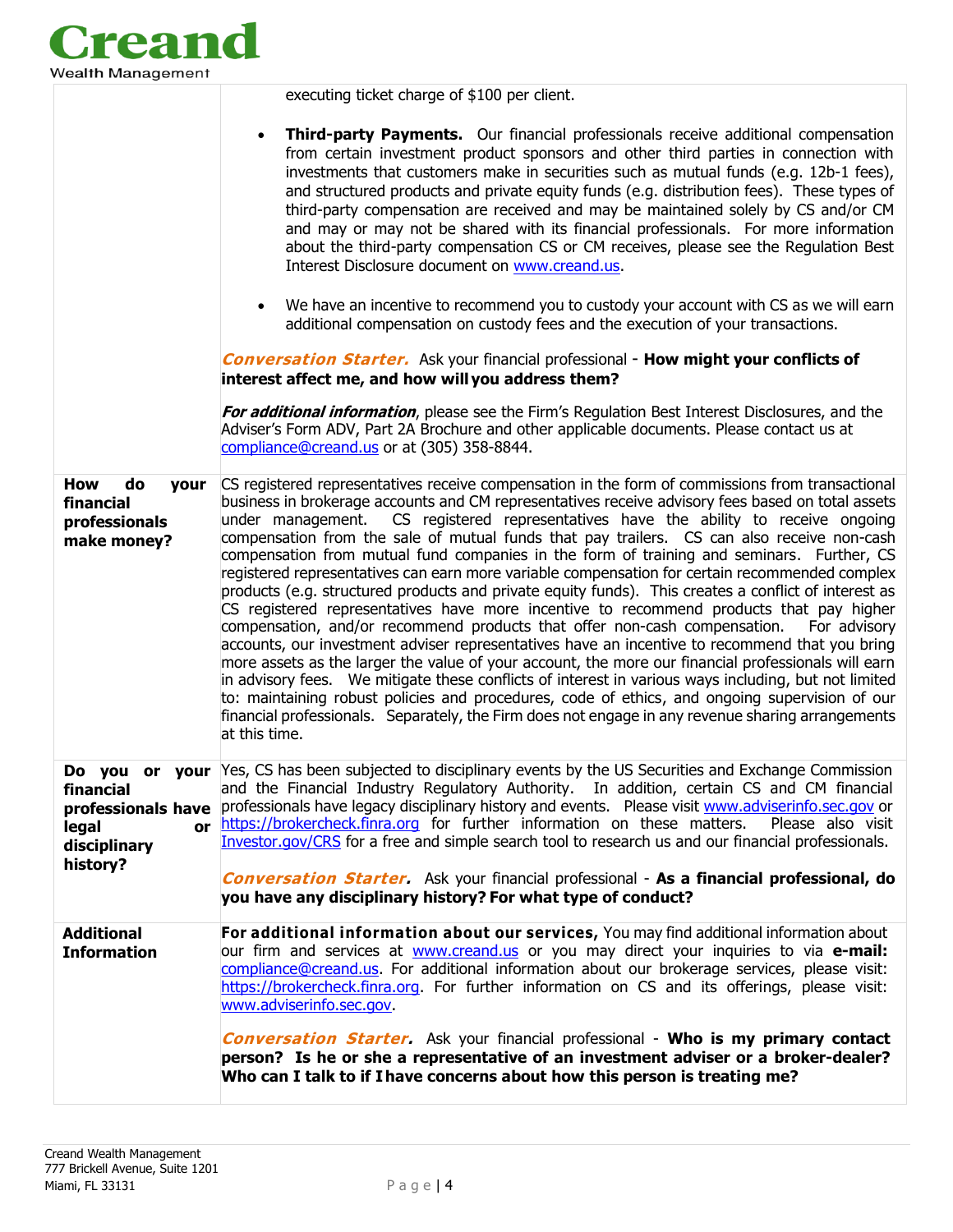| | |
|---|---|
| | executing ticket charge of $100 per client.<br><br>• **Third-party Payments.** Our financial professionals receive additional compensation from certain investment product sponsors and other third parties in connection with investments that customers make in securities such as mutual funds (e.g. 12b-1 fees), and structured products and private equity funds (e.g. distribution fees). These types of third-party compensation are received and may be maintained solely by CS and/or CM and may or may not be shared with its financial professionals. For more information about the third-party compensation CS or CM receives, please see the Regulation Best Interest Disclosure document on [www.creand.us](www.creand.us).<br><br>• We have an incentive to recommend you to custody your account with CS as we will earn additional compensation on custody fees and the execution of your transactions.<br><br>***Conversation Starter.*** Ask your financial professional - **How might your conflicts of interest affect me, and how will you address them?**<br><br>***For additional information***, please see the Firm's Regulation Best Interest Disclosures, and the Adviser's Form ADV, Part 2A Brochure and other applicable documents. Please contact us at [compliance@creand.us](mailto:compliance@creand.us) or at (305) 358-8844. |
| **How do your financial professionals make money?** | CS registered representatives receive compensation in the form of commissions from transactional business in brokerage accounts and CM representatives receive advisory fees based on total assets under management. CS registered representatives have the ability to receive ongoing compensation from the sale of mutual funds that pay trailers. CS can also receive non-cash compensation from mutual fund companies in the form of training and seminars. Further, CS registered representatives can earn more variable compensation for certain recommended complex products (e.g. structured products and private equity funds). This creates a conflict of interest as CS registered representatives have more incentive to recommend products that pay higher compensation, and/or recommend products that offer non-cash compensation. For advisory accounts, our investment adviser representatives have an incentive to recommend that you bring more assets as the larger the value of your account, the more our financial professionals will earn in advisory fees. We mitigate these conflicts of interest in various ways including, but not limited to: maintaining robust policies and procedures, code of ethics, and ongoing supervision of our financial professionals. Separately, the Firm does not engage in any revenue sharing arrangements at this time. |
| **Do you or your financial professionals have legal or disciplinary history?** | Yes, CS has been subjected to disciplinary events by the US Securities and Exchange Commission and the Financial Industry Regulatory Authority. In addition, certain CS and CM financial professionals have legacy disciplinary history and events. Please visit [www.adviserinfo.sec.gov](www.adviserinfo.sec.gov) or [https://brokercheck.finra.org](https://brokercheck.finra.org) for further information on these matters. Please also visit [Investor.gov/CRS](Investor.gov/CRS) for a free and simple search tool to research us and our financial professionals.<br><br>***Conversation Starter.*** Ask your financial professional - **As a financial professional, do you have any disciplinary history? For what type of conduct?** |
| **Additional Information** | **For additional information about our services,** You may find additional information about our firm and services at [www.creand.us](www.creand.us) or you may direct your inquiries to via **e-mail:** [compliance@creand.us](mailto:compliance@creand.us). For additional information about our brokerage services, please visit: [https://brokercheck.finra.org](https://brokercheck.finra.org). For further information on CS and its offerings, please visit: [www.adviserinfo.sec.gov](www.adviserinfo.sec.gov).<br><br>***Conversation Starter.*** Ask your financial professional - **Who is my primary contact person? Is he or she a representative of an investment adviser or a broker-dealer? Who can I talk to if I have concerns about how this person is treating me?** |

Creand Wealth Management
777 Brickell Avenue, Suite 1201
Miami, FL 33131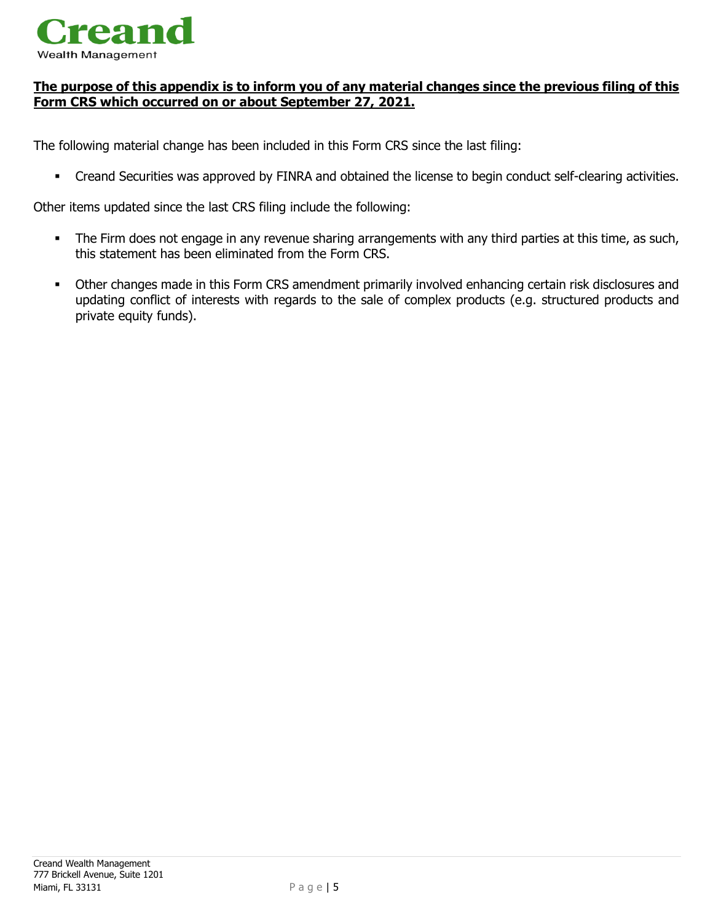**Creand**
Wealth Management

**<u>The purpose of this appendix is to inform you of any material changes since the previous filing of this Form CRS which occurred on or about September 27, 2021.</u>**

The following material change has been included in this Form CRS since the last filing:

- Creand Securities was approved by FINRA and obtained the license to begin conduct self-clearing activities.

Other items updated since the last CRS filing include the following:

- The Firm does not engage in any revenue sharing arrangements with any third parties at this time, as such, this statement has been eliminated from the Form CRS.

- Other changes made in this Form CRS amendment primarily involved enhancing certain risk disclosures and updating conflict of interests with regards to the sale of complex products (e.g. structured products and private equity funds).